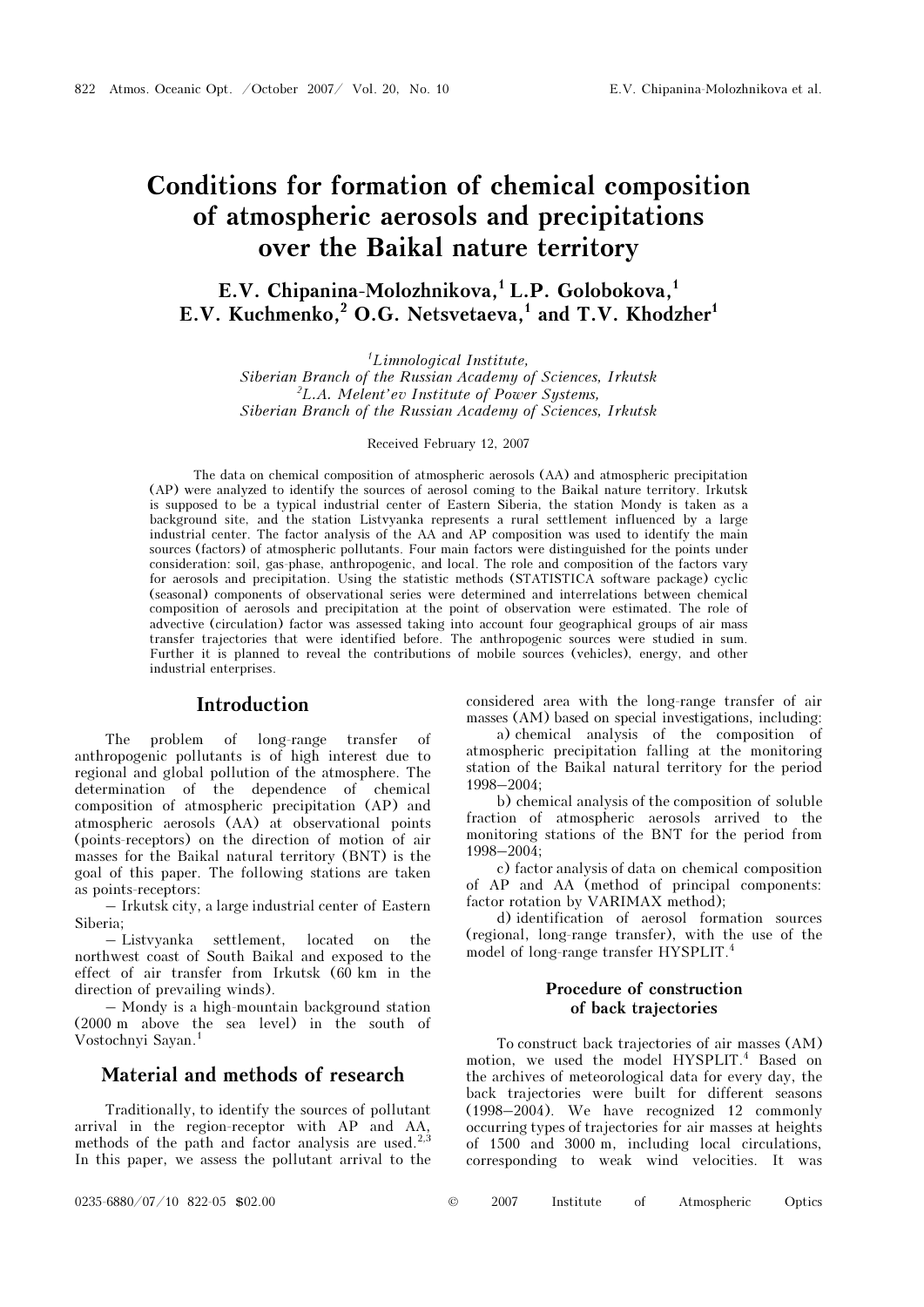# Conditions for formation of chemical composition of atmospheric aerosols and precipitations over the Baikal nature territory

**E.V. Chipanina-Molozhnikova,[1] L.P. Golobokova,[1] E.V. Kuchmenko,[2] O.G. Netsvetaeva,[1] and T.V. Khodzher[1]**

[1] *Limnological Institute, Siberian Branch of the Russian Academy of Sciences, Irkutsk*
[2] *L.A. Melent'ev Institute of Power Systems, Siberian Branch of the Russian Academy of Sciences, Irkutsk*

Received February 12, 2007

The data on chemical composition of atmospheric aerosols (AA) and atmospheric precipitation (AP) were analyzed to identify the sources of aerosol coming to the Baikal nature territory. Irkutsk is supposed to be a typical industrial center of Eastern Siberia, the station Mondy is taken as a background site, and the station Listvyanka represents a rural settlement influenced by a large industrial center. The factor analysis of the AA and AP composition was used to identify the main sources (factors) of atmospheric pollutants. Four main factors were distinguished for the points under consideration: soil, gas-phase, anthropogenic, and local. The role and composition of the factors vary for aerosols and precipitation. Using the statistic methods (STATISTICA software package) cyclic (seasonal) components of observational series were determined and interrelations between chemical composition of aerosols and precipitation at the point of observation were estimated. The role of advective (circulation) factor was assessed taking into account four geographical groups of air mass transfer trajectories that were identified before. The anthropogenic sources were studied in sum. Further it is planned to reveal the contributions of mobile sources (vehicles), energy, and other industrial enterprises.

## Introduction

The problem of long-range transfer of anthropogenic pollutants is of high interest due to regional and global pollution of the atmosphere. The determination of the dependence of chemical composition of atmospheric precipitation (AP) and atmospheric aerosols (AA) at observational points (points-receptors) on the direction of motion of air masses for the Baikal natural territory (BNT) is the goal of this paper. The following stations are taken as points-receptors:

– Irkutsk city, a large industrial center of Eastern Siberia;

– Listvyanka settlement, located on the northwest coast of South Baikal and exposed to the effect of air transfer from Irkutsk (60 km in the direction of prevailing winds).

– Mondy is a high-mountain background station (2000 m above the sea level) in the south of Vostochnyi Sayan.[1]

## Material and methods of research

Traditionally, to identify the sources of pollutant arrival in the region-receptor with AP and AA, methods of the path and factor analysis are used.[2,3] In this paper, we assess the pollutant arrival to the considered area with the long-range transfer of air masses (AM) based on special investigations, including:

a) chemical analysis of the composition of atmospheric precipitation falling at the monitoring station of the Baikal natural territory for the period 1998–2004;

b) chemical analysis of the composition of soluble fraction of atmospheric aerosols arrived to the monitoring stations of the BNT for the period from 1998–2004;

c) factor analysis of data on chemical composition of AP and AA (method of principal components: factor rotation by VARIMAX method);

d) identification of aerosol formation sources (regional, long-range transfer), with the use of the model of long-range transfer HYSPLIT.[4]

### Procedure of construction of back trajectories

To construct back trajectories of air masses (AM) motion, we used the model HYSPLIT.[4] Based on the archives of meteorological data for every day, the back trajectories were built for different seasons (1998–2004). We have recognized 12 commonly occurring types of trajectories for air masses at heights of 1500 and 3000 m, including local circulations, corresponding to weak wind velocities. It was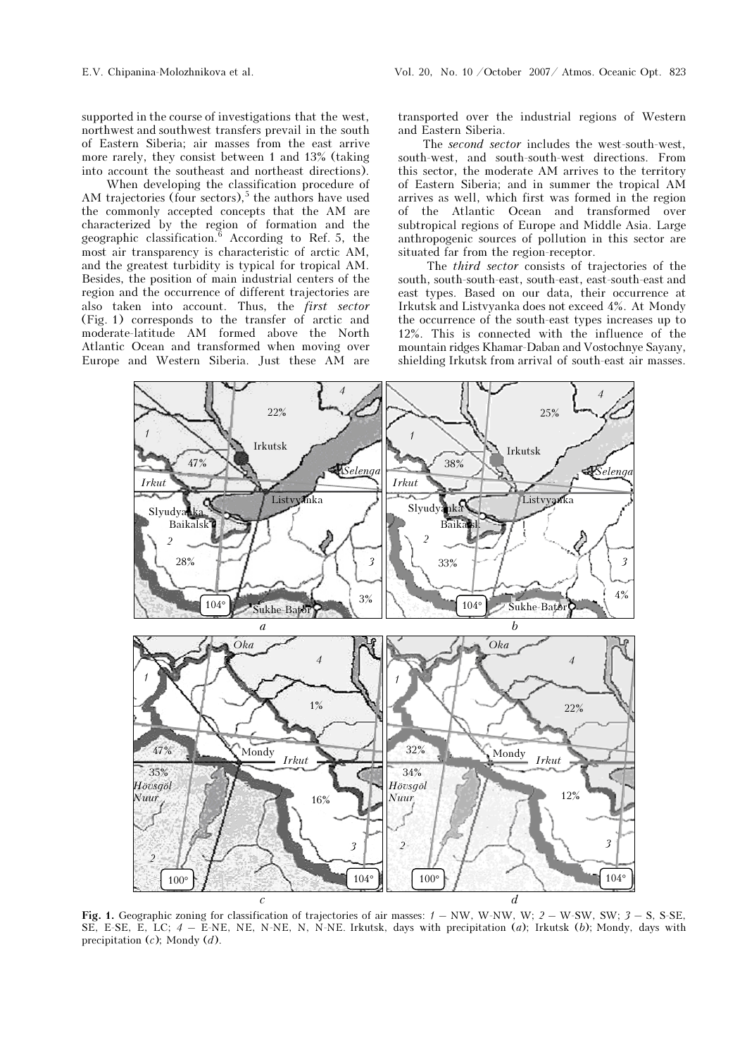supported in the course of investigations that the west, northwest and southwest transfers prevail in the south of Eastern Siberia; air masses from the east arrive more rarely, they consist between 1 and 13% (taking into account the southeast and northeast directions).

When developing the classification procedure of AM trajectories (four sectors),[5] the authors have used the commonly accepted concepts that the AM are characterized by the region of formation and the geographic classification.[6] According to Ref. 5, the most air transparency is characteristic of arctic AM, and the greatest turbidity is typical for tropical AM. Besides, the position of main industrial centers of the region and the occurrence of different trajectories are also taken into account. Thus, the *first sector* (Fig. 1) corresponds to the transfer of arctic and moderate-latitude AM formed above the North Atlantic Ocean and transformed when moving over Europe and Western Siberia. Just these AM are transported over the industrial regions of Western and Eastern Siberia.

The *second sector* includes the west-south-west, south-west, and south-south-west directions. From this sector, the moderate AM arrives to the territory of Eastern Siberia; and in summer the tropical AM arrives as well, which first was formed in the region of the Atlantic Ocean and transformed over subtropical regions of Europe and Middle Asia. Large anthropogenic sources of pollution in this sector are situated far from the region-receptor.

The *third sector* consists of trajectories of the south, south-south-east, south-east, east-south-east and east types. Based on our data, their occurrence at Irkutsk and Listvyanka does not exceed 4%. At Mondy the occurrence of the south-east types increases up to 12%. This is connected with the influence of the mountain ridges Khamar-Daban and Vostochnye Sayany, shielding Irkutsk from arrival of south-east air masses.

**Fig. 1.** Geographic zoning for classification of trajectories of air masses: *1* – NW, W-NW, W; *2* – W-SW, SW; *3* – S, S-SE, SE, E-SE, E, LC; *4* – E-NE, NE, N-NE, N, N-NE. Irkutsk, days with precipitation (*a*); Irkutsk (*b*); Mondy, days with precipitation (*c*); Mondy (*d*).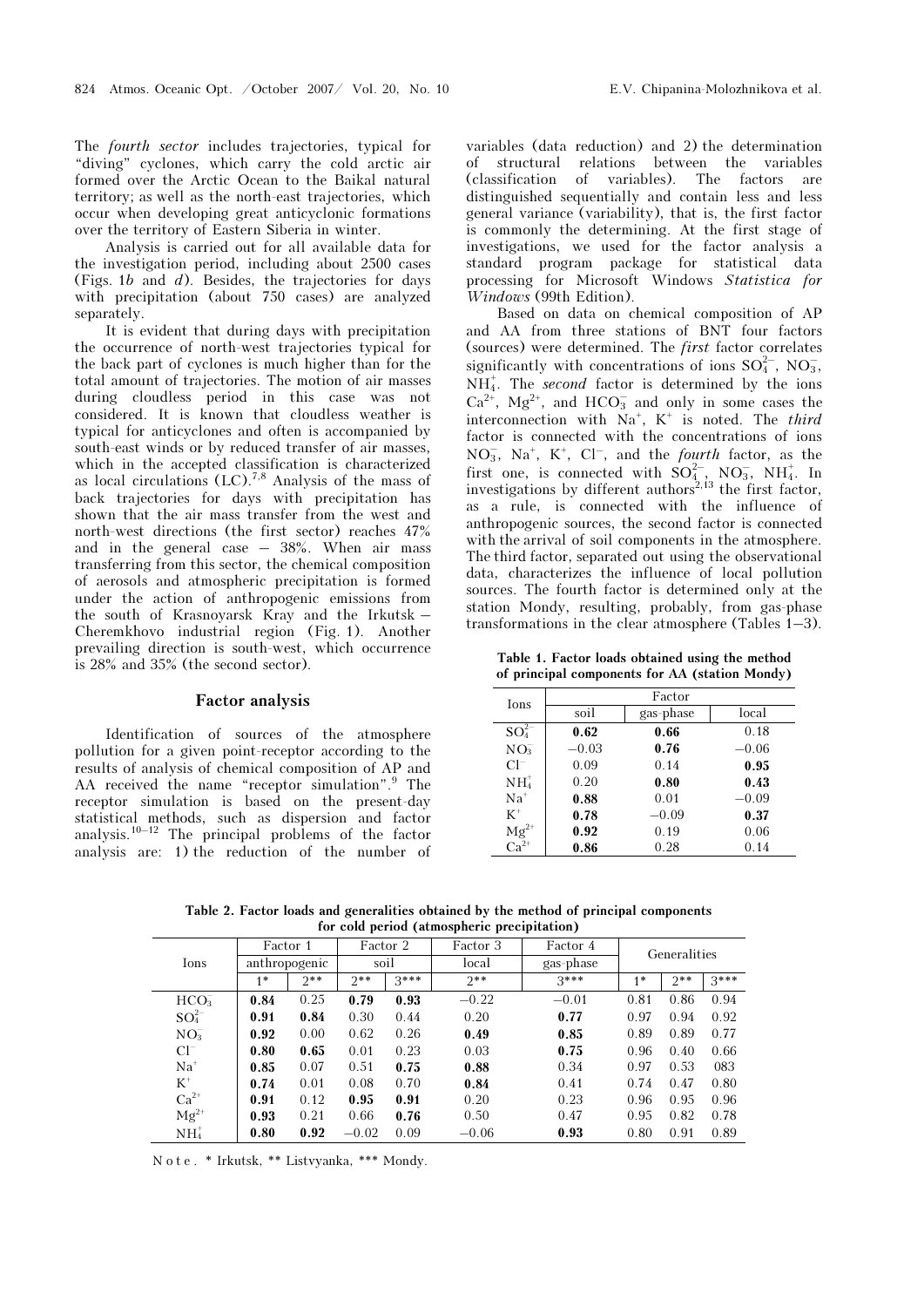The *fourth sector* includes trajectories, typical for "diving" cyclones, which carry the cold arctic air formed over the Arctic Ocean to the Baikal natural territory; as well as the north-east trajectories, which occur when developing great anticyclonic formations over the territory of Eastern Siberia in winter.

Analysis is carried out for all available data for the investigation period, including about 2500 cases (Figs. 1*b* and *d*). Besides, the trajectories for days with precipitation (about 750 cases) are analyzed separately.

It is evident that during days with precipitation the occurrence of north-west trajectories typical for the back part of cyclones is much higher than for the total amount of trajectories. The motion of air masses during cloudless period in this case was not considered. It is known that cloudless weather is typical for anticyclones and often is accompanied by south-east winds or by reduced transfer of air masses, which in the accepted classification is characterized as local circulations (LC).[7,8] Analysis of the mass of back trajectories for days with precipitation has shown that the air mass transfer from the west and north-west directions (the first sector) reaches 47% and in the general case – 38%. When air mass transferring from this sector, the chemical composition of aerosols and atmospheric precipitation is formed under the action of anthropogenic emissions from the south of Krasnoyarsk Kray and the Irkutsk – Cheremkhovo industrial region (Fig. 1). Another prevailing direction is south-west, which occurrence is 28% and 35% (the second sector).

## Factor analysis

Identification of sources of the atmosphere pollution for a given point-receptor according to the results of analysis of chemical composition of AP and AA received the name "receptor simulation".[9] The receptor simulation is based on the present-day statistical methods, such as dispersion and factor analysis.[10–12] The principal problems of the factor analysis are: 1) the reduction of the number of variables (data reduction) and 2) the determination of structural relations between the variables (classification of variables). The factors are distinguished sequentially and contain less and less general variance (variability), that is, the first factor is commonly the determining. At the first stage of investigations, we used for the factor analysis a standard program package for statistical data processing for Microsoft Windows *Statistica for Windows* (99th Edition).

Based on data on chemical composition of AP and AA from three stations of BNT four factors (sources) were determined. The *first* factor correlates significantly with concentrations of ions $SO_4^{2-}$, $NO_3^-$, $NH_4^+$. The *second* factor is determined by the ions $Ca^{2+}$, $Mg^{2+}$, and $HCO_3^-$ and only in some cases the interconnection with $Na^+$, $K^+$ is noted. The *third* factor is connected with the concentrations of ions $NO_3^-$, $Na^+$, $K^+$, $Cl^-$, and the *fourth* factor, as the first one, is connected with $SO_4^{2-}$, $NO_3^-$, $NH_4^+$. In investigations by different authors[2,13] the first factor, as a rule, is connected with the influence of anthropogenic sources, the second factor is connected with the arrival of soil components in the atmosphere. The third factor, separated out using the observational data, characterizes the influence of local pollution sources. The fourth factor is determined only at the station Mondy, resulting, probably, from gas-phase transformations in the clear atmosphere (Tables 1–3).

**Table 1. Factor loads obtained using the method of principal components for AA (station Mondy)**

| Ions | Factor | | |
|---|---|---|---|
| | soil | gas-phase | local |
| $SO_4^{2-}$ | **0.62** | **0.66** | 0.18 |
| $NO_3^-$ | −0.03 | **0.76** | −0.06 |
| $Cl^-$ | 0.09 | 0.14 | **0.95** |
| $NH_4^+$ | 0.20 | **0.80** | **0.43** |
| $Na^+$ | **0.88** | 0.01 | −0.09 |
| $K^+$ | **0.78** | −0.09 | **0.37** |
| $Mg^{2+}$ | **0.92** | 0.19 | 0.06 |
| $Ca^{2+}$ | **0.86** | 0.28 | 0.14 |

**Table 2. Factor loads and generalities obtained by the method of principal components for cold period (atmospheric precipitation)**

| Ions | Factor 1 | | Factor 2 | | Factor 3 | Factor 4 | Generalities | | |
|---|---|---|---|---|---|---|---|---|---|
| | anthropogenic | | soil | | local | gas-phase | | | |
| | 1* | 2** | 2** | 3*** | 2** | 3*** | 1* | 2** | 3*** |
| $HCO_3^-$ | **0.84** | 0.25 | **0.79** | **0.93** | −0.22 | −0.01 | 0.81 | 0.86 | 0.94 |
| $SO_4^{2-}$ | **0.91** | **0.84** | 0.30 | 0.44 | 0.20 | **0.77** | 0.97 | 0.94 | 0.92 |
| $NO_3^-$ | **0.92** | 0.00 | 0.62 | 0.26 | **0.49** | **0.85** | 0.89 | 0.89 | 0.77 |
| $Cl^-$ | **0.80** | **0.65** | 0.01 | 0.23 | 0.03 | **0.75** | 0.96 | 0.40 | 0.66 |
| $Na^+$ | **0.85** | 0.07 | 0.51 | **0.75** | **0.88** | 0.34 | 0.97 | 0.53 | 083 |
| $K^+$ | **0.74** | 0.01 | 0.08 | 0.70 | **0.84** | 0.41 | 0.74 | 0.47 | 0.80 |
| $Ca^{2+}$ | **0.91** | 0.12 | **0.95** | **0.91** | 0.20 | 0.23 | 0.96 | 0.95 | 0.96 |
| $Mg^{2+}$ | **0.93** | 0.21 | 0.66 | **0.76** | 0.50 | 0.47 | 0.95 | 0.82 | 0.78 |
| $NH_4^+$ | **0.80** | **0.92** | −0.02 | 0.09 | −0.06 | **0.93** | 0.80 | 0.91 | 0.89 |

Note. * Irkutsk, ** Listvyanka, *** Mondy.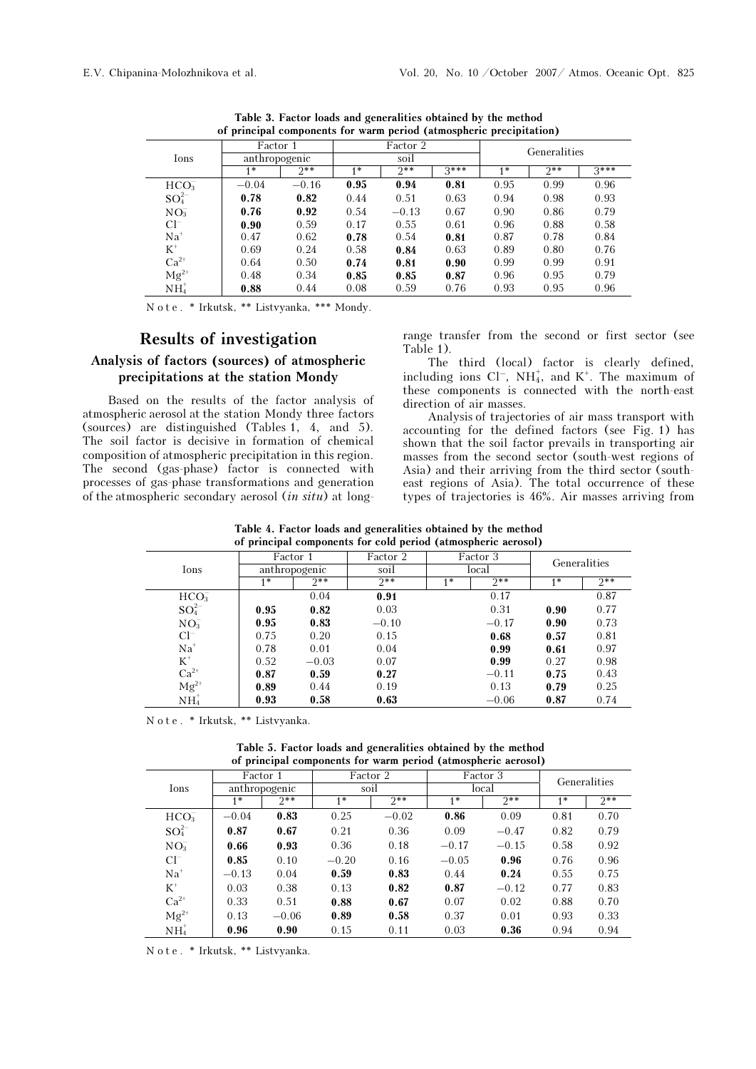**Table 3. Factor loads and generalities obtained by the method of principal components for warm period (atmospheric precipitation)**

| Ions | Factor 1 anthropogenic | | Factor 2 soil | | | Generalities | | |
|---|---|---|---|---|---|---|---|---|
| | 1* | 2** | 1* | 2** | 3*** | 1* | 2** | 3*** |
| $HCO_3^-$ | −0.04 | −0.16 | **0.95** | **0.94** | **0.81** | 0.95 | 0.99 | 0.96 |
| $SO_4^{2-}$ | **0.78** | **0.82** | 0.44 | 0.51 | 0.63 | 0.94 | 0.98 | 0.93 |
| $NO_3^-$ | **0.76** | **0.92** | 0.54 | −0.13 | 0.67 | 0.90 | 0.86 | 0.79 |
| $Cl^-$ | **0.90** | 0.59 | 0.17 | 0.55 | 0.61 | 0.96 | 0.88 | 0.58 |
| $Na^+$ | 0.47 | 0.62 | **0.78** | 0.54 | **0.81** | 0.87 | 0.78 | 0.84 |
| $K^+$ | 0.69 | 0.24 | 0.58 | **0.84** | 0.63 | 0.89 | 0.80 | 0.76 |
| $Ca^{2+}$ | 0.64 | 0.50 | **0.74** | **0.81** | **0.90** | 0.99 | 0.99 | 0.91 |
| $Mg^{2+}$ | 0.48 | 0.34 | **0.85** | **0.85** | **0.87** | 0.96 | 0.95 | 0.79 |
| $NH_4^+$ | **0.88** | 0.44 | 0.08 | 0.59 | 0.76 | 0.93 | 0.95 | 0.96 |

N o t e . * Irkutsk, ** Listvyanka, *** Mondy.

## Results of investigation

### Analysis of factors (sources) of atmospheric precipitations at the station Mondy

Based on the results of the factor analysis of atmospheric aerosol at the station Mondy three factors (sources) are distinguished (Tables 1, 4, and 5). The soil factor is decisive in formation of chemical composition of atmospheric precipitation in this region. The second (gas-phase) factor is connected with processes of gas-phase transformations and generation of the atmospheric secondary aerosol (*in situ*) at long-range transfer from the second or first sector (see Table 1).

The third (local) factor is clearly defined, including ions $Cl^-$, $NH_4^+$, and $K^+$. The maximum of these components is connected with the north-east direction of air masses.

Analysis of trajectories of air mass transport with accounting for the defined factors (see Fig. 1) has shown that the soil factor prevails in transporting air masses from the second sector (south-west regions of Asia) and their arriving from the third sector (south-east regions of Asia). The total occurrence of these types of trajectories is 46%. Air masses arriving from

**Table 4. Factor loads and generalities obtained by the method of principal components for cold period (atmospheric aerosol)**

| Ions | Factor 1 anthropogenic | | Factor 2 soil | Factor 3 local | | Generalities | |
|---|---|---|---|---|---|---|---|
| | 1* | 2** | 2** | 1* | 2** | 1* | 2** |
| $HCO_3^-$ | | 0.04 | **0.91** | | 0.17 | | 0.87 |
| $SO_4^{2-}$ | **0.95** | **0.82** | 0.03 | | 0.31 | **0.90** | 0.77 |
| $NO_3^-$ | **0.95** | **0.83** | −0.10 | | −0.17 | **0.90** | 0.73 |
| $Cl^-$ | 0.75 | 0.20 | 0.15 | | **0.68** | **0.57** | 0.81 |
| $Na^+$ | 0.78 | 0.01 | 0.04 | | **0.99** | **0.61** | 0.97 |
| $K^+$ | 0.52 | −0.03 | 0.07 | | **0.99** | 0.27 | 0.98 |
| $Ca^{2+}$ | **0.87** | **0.59** | **0.27** | | −0.11 | **0.75** | 0.43 |
| $Mg^{2+}$ | **0.89** | 0.44 | 0.19 | | 0.13 | **0.79** | 0.25 |
| $NH_4^+$ | **0.93** | **0.58** | **0.63** | | −0.06 | **0.87** | 0.74 |

N o t e . * Irkutsk, ** Listvyanka.

**Table 5. Factor loads and generalities obtained by the method of principal components for warm period (atmospheric aerosol)**

| Ions | Factor 1 anthropogenic | | Factor 2 soil | | Factor 3 local | | Generalities | |
|---|---|---|---|---|---|---|---|---|
| | 1* | 2** | 1* | 2** | 1* | 2** | 1* | 2** |
| $HCO_3^-$ | −0.04 | **0.83** | 0.25 | −0.02 | **0.86** | 0.09 | 0.81 | 0.70 |
| $SO_4^{2-}$ | **0.87** | **0.67** | 0.21 | 0.36 | 0.09 | −0.47 | 0.82 | 0.79 |
| $NO_3^-$ | **0.66** | **0.93** | 0.36 | 0.18 | −0.17 | −0.15 | 0.58 | 0.92 |
| $Cl^-$ | **0.85** | 0.10 | −0.20 | 0.16 | −0.05 | **0.96** | 0.76 | 0.96 |
| $Na^+$ | −0.13 | 0.04 | **0.59** | **0.83** | 0.44 | **0.24** | 0.55 | 0.75 |
| $K^+$ | 0.03 | 0.38 | 0.13 | **0.82** | **0.87** | −0.12 | 0.77 | 0.83 |
| $Ca^{2+}$ | 0.33 | 0.51 | **0.88** | **0.67** | 0.07 | 0.02 | 0.88 | 0.70 |
| $Mg^{2+}$ | 0.13 | −0.06 | **0.89** | **0.58** | 0.37 | 0.01 | 0.93 | 0.33 |
| $NH_4^+$ | **0.96** | **0.90** | 0.15 | 0.11 | 0.03 | **0.36** | 0.94 | 0.94 |

N o t e . * Irkutsk, ** Listvyanka.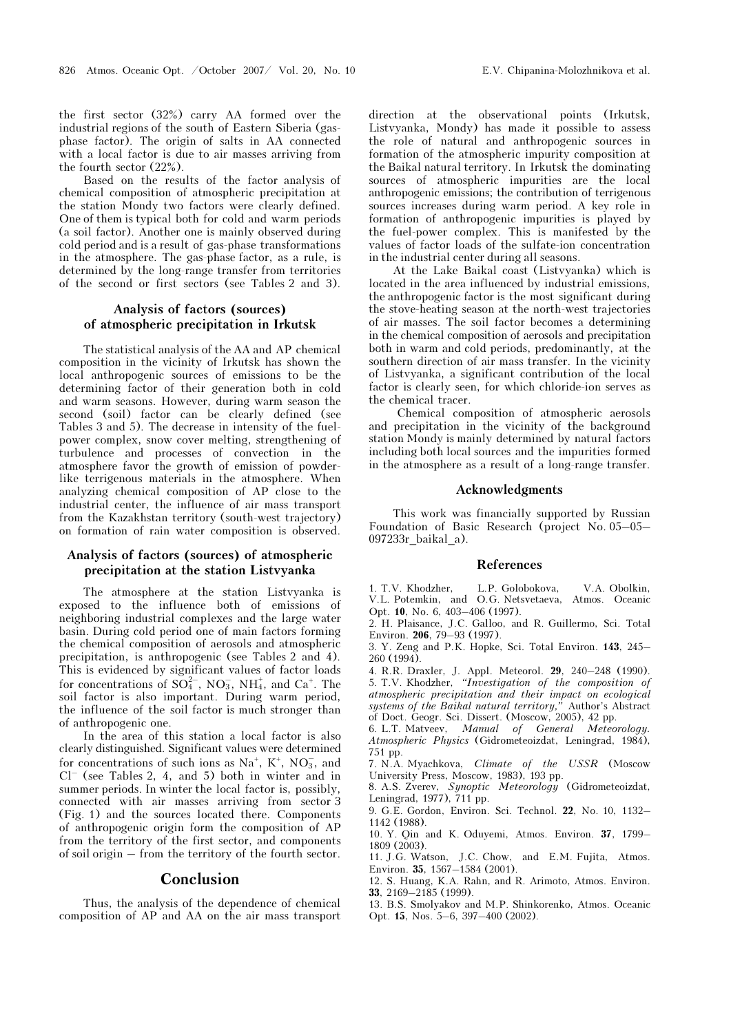the first sector (32%) carry AA formed over the industrial regions of the south of Eastern Siberia (gas-phase factor). The origin of salts in AA connected with a local factor is due to air masses arriving from the fourth sector (22%).

Based on the results of the factor analysis of chemical composition of atmospheric precipitation at the station Mondy two factors were clearly defined. One of them is typical both for cold and warm periods (a soil factor). Another one is mainly observed during cold period and is a result of gas-phase transformations in the atmosphere. The gas-phase factor, as a rule, is determined by the long-range transfer from territories of the second or first sectors (see Tables 2 and 3).

### Analysis of factors (sources) of atmospheric precipitation in Irkutsk

The statistical analysis of the AA and AP chemical composition in the vicinity of Irkutsk has shown the local anthropogenic sources of emissions to be the determining factor of their generation both in cold and warm seasons. However, during warm season the second (soil) factor can be clearly defined (see Tables 3 and 5). The decrease in intensity of the fuel-power complex, snow cover melting, strengthening of turbulence and processes of convection in the atmosphere favor the growth of emission of powder-like terrigenous materials in the atmosphere. When analyzing chemical composition of AP close to the industrial center, the influence of air mass transport from the Kazakhstan territory (south-west trajectory) on formation of rain water composition is observed.

### Analysis of factors (sources) of atmospheric precipitation at the station Listvyanka

The atmosphere at the station Listvyanka is exposed to the influence both of emissions of neighboring industrial complexes and the large water basin. During cold period one of main factors forming the chemical composition of aerosols and atmospheric precipitation, is anthropogenic (see Tables 2 and 4). This is evidenced by significant values of factor loads for concentrations of $SO_4^{2-}$, $NO_3^-$, $NH_4^+$, and $Ca^+$. The soil factor is also important. During warm period, the influence of the soil factor is much stronger than of anthropogenic one.

In the area of this station a local factor is also clearly distinguished. Significant values were determined for concentrations of such ions as $Na^+$, $K^+$, $NO_3^-$, and $Cl^-$ (see Tables 2, 4, and 5) both in winter and in summer periods. In winter the local factor is, possibly, connected with air masses arriving from sector 3 (Fig. 1) and the sources located there. Components of anthropogenic origin form the composition of AP from the territory of the first sector, and components of soil origin – from the territory of the fourth sector.

## Conclusion

Thus, the analysis of the dependence of chemical composition of AP and AA on the air mass transport direction at the observational points (Irkutsk, Listvyanka, Mondy) has made it possible to assess the role of natural and anthropogenic sources in formation of the atmospheric impurity composition at the Baikal natural territory. In Irkutsk the dominating sources of atmospheric impurities are the local anthropogenic emissions; the contribution of terrigenous sources increases during warm period. A key role in formation of anthropogenic impurities is played by the fuel-power complex. This is manifested by the values of factor loads of the sulfate-ion concentration in the industrial center during all seasons.

At the Lake Baikal coast (Listvyanka) which is located in the area influenced by industrial emissions, the anthropogenic factor is the most significant during the stove-heating season at the north-west trajectories of air masses. The soil factor becomes a determining in the chemical composition of aerosols and precipitation both in warm and cold periods, predominantly, at the southern direction of air mass transfer. In the vicinity of Listvyanka, a significant contribution of the local factor is clearly seen, for which chloride-ion serves as the chemical tracer.

Chemical composition of atmospheric aerosols and precipitation in the vicinity of the background station Mondy is mainly determined by natural factors including both local sources and the impurities formed in the atmosphere as a result of a long-range transfer.

### Acknowledgments

This work was financially supported by Russian Foundation of Basic Research (project No. 05–05–097233r_baikal_a).

### References

1. T.V. Khodzher, L.P. Golobokova, V.A. Obolkin, V.L. Potemkin, and O.G. Netsvetaeva, Atmos. Oceanic Opt. **10**, No. 6, 403–406 (1997).
2. H. Plaisance, J.C. Galloo, and R. Guillermo, Sci. Total Environ. **206**, 79–93 (1997).
3. Y. Zeng and P.K. Hopke, Sci. Total Environ. **143**, 245–260 (1994).
4. R.R. Draxler, J. Appl. Meteorol. **29**, 240–248 (1990).
5. T.V. Khodzher, *"Investigation of the composition of atmospheric precipitation and their impact on ecological systems of the Baikal natural territory,"* Author's Abstract of Doct. Geogr. Sci. Dissert. (Moscow, 2005), 42 pp.
6. L.T. Matveev, *Manual of General Meteorology. Atmospheric Physics* (Gidrometeoizdat, Leningrad, 1984), 751 pp.
7. N.A. Myachkova, *Climate of the USSR* (Moscow University Press, Moscow, 1983), 193 pp.
8. A.S. Zverev, *Synoptic Meteorology* (Gidrometeoizdat, Leningrad, 1977), 711 pp.
9. G.E. Gordon, Environ. Sci. Technol. **22**, No. 10, 1132–1142 (1988).
10. Y. Qin and K. Oduyemi, Atmos. Environ. **37**, 1799–1809 (2003).
11. J.G. Watson, J.C. Chow, and E.M. Fujita, Atmos. Environ. **35**, 1567–1584 (2001).
12. S. Huang, K.A. Rahn, and R. Arimoto, Atmos. Environ. **33**, 2169–2185 (1999).
13. B.S. Smolyakov and M.P. Shinkorenko, Atmos. Oceanic Opt. **15**, Nos. 5–6, 397–400 (2002).